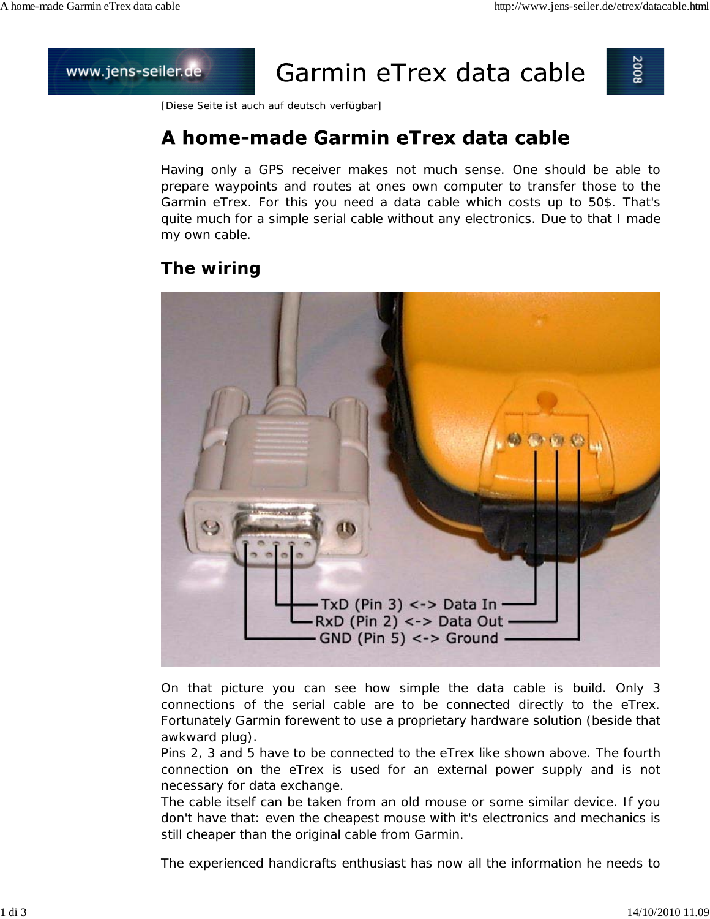# Garmin eTrex data cable

[Diese Seite ist auch auf deutsch verfügbar]

## A home-made Garmin eTrex data cable

Having only a GPS receiver makes not much sense. One should be able to prepare waypoints and routes at ones own computer to transfer those to the Garmin eTrex. For this you need a data cable which costs up to 50$. That's quite much for a simple serial cable without any electronics. Due to that I made my own cable.

## The wiring

TxD (Pin 3) <-> Data In
RxD (Pin 2) <-> Data Out
GND (Pin 5) <-> Ground

On that picture you can see how simple the data cable is build. Only 3 connections of the serial cable are to be connected directly to the eTrex. Fortunately Garmin forewent to use a proprietary hardware solution (beside that awkward plug).
Pins 2, 3 and 5 have to be connected to the eTrex like shown above. The fourth connection on the eTrex is used for an external power supply and is not necessary for data exchange.
The cable itself can be taken from an old mouse or some similar device. If you don't have that: even the cheapest mouse with it's electronics and mechanics is still cheaper than the original cable from Garmin.

The experienced handicrafts enthusiast has now all the information he needs to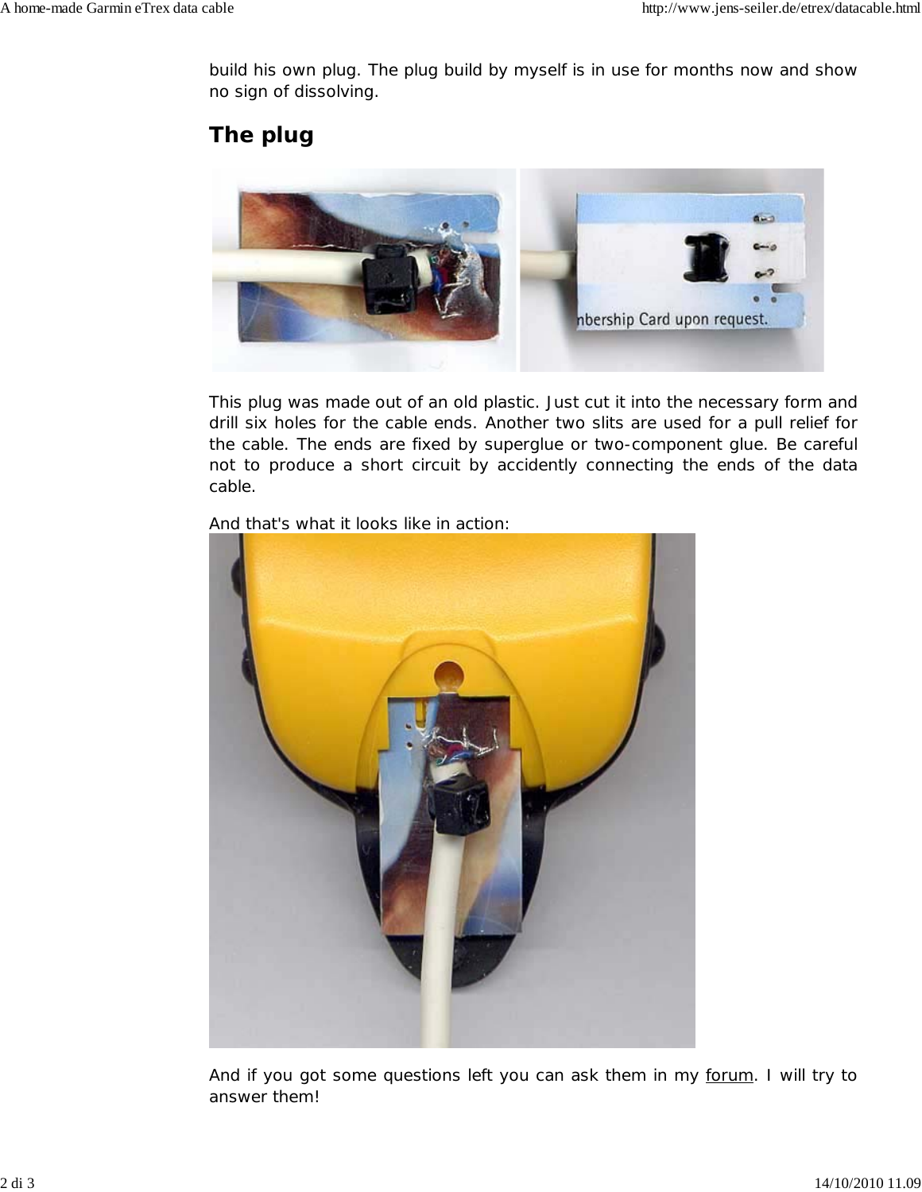build his own plug. The plug build by myself is in use for months now and show no sign of dissolving.

## The plug

This plug was made out of an old plastic. Just cut it into the necessary form and drill six holes for the cable ends. Another two slits are used for a pull relief for the cable. The ends are fixed by superglue or two-component glue. Be careful not to produce a short circuit by accidently connecting the ends of the data cable.

And that's what it looks like in action:

And if you got some questions left you can ask them in my forum. I will try to answer them!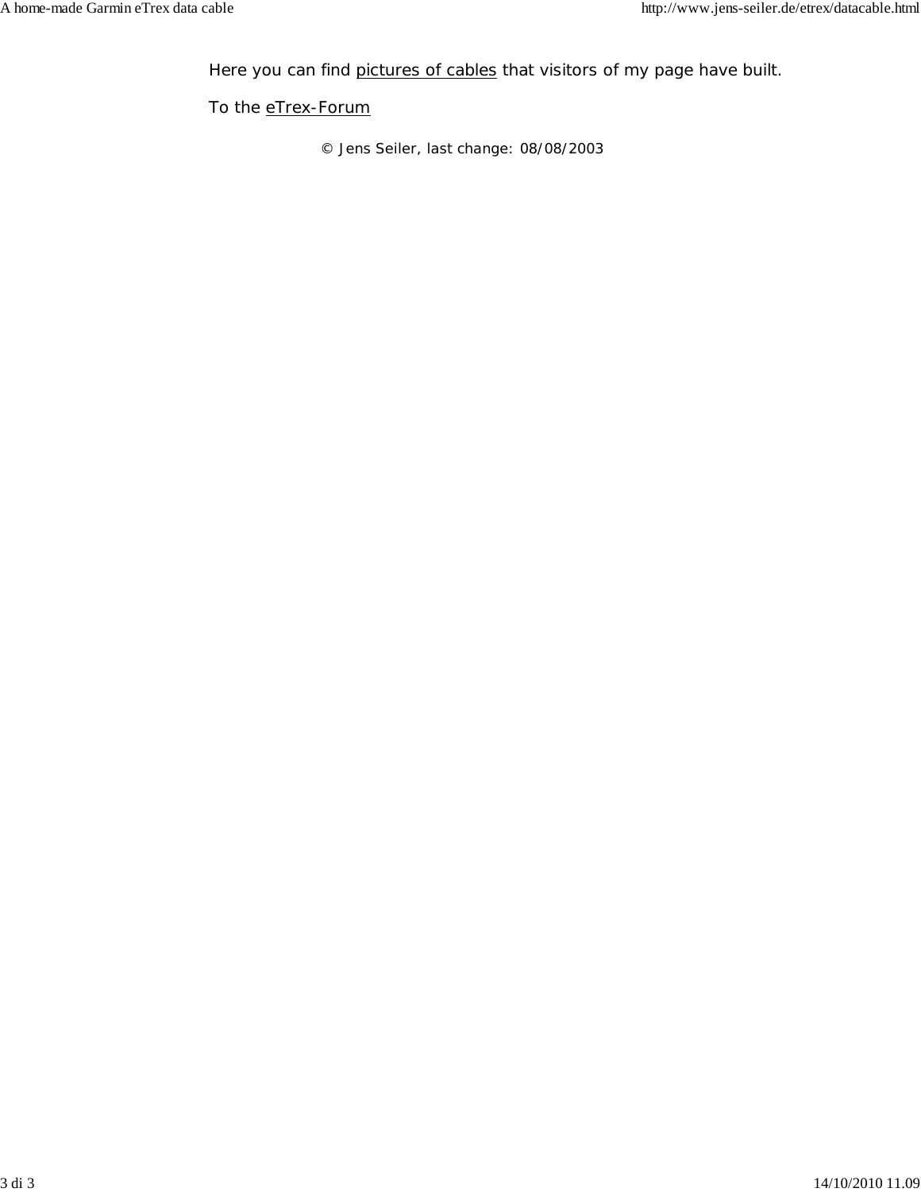Here you can find pictures of cables that visitors of my page have built.

To the eTrex-Forum

© Jens Seiler, last change: 08/08/2003